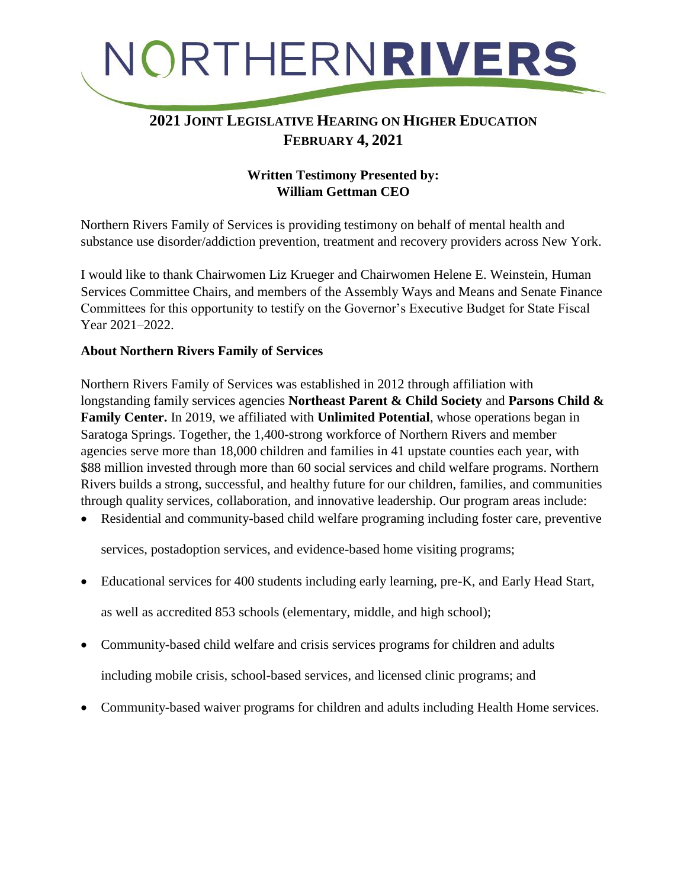# NORTHERNRIVERS

## 2021 Joint Legislative Hearing on Higher Education
## February 4, 2021

**Written Testimony Presented by:**
**William Gettman CEO**

Northern Rivers Family of Services is providing testimony on behalf of mental health and substance use disorder/addiction prevention, treatment and recovery providers across New York.

I would like to thank Chairwomen Liz Krueger and Chairwomen Helene E. Weinstein, Human Services Committee Chairs, and members of the Assembly Ways and Means and Senate Finance Committees for this opportunity to testify on the Governor's Executive Budget for State Fiscal Year 2021–2022.

**About Northern Rivers Family of Services**

Northern Rivers Family of Services was established in 2012 through affiliation with longstanding family services agencies **Northeast Parent & Child Society** and **Parsons Child & Family Center.** In 2019, we affiliated with **Unlimited Potential**, whose operations began in Saratoga Springs. Together, the 1,400-strong workforce of Northern Rivers and member agencies serve more than 18,000 children and families in 41 upstate counties each year, with $88 million invested through more than 60 social services and child welfare programs. Northern Rivers builds a strong, successful, and healthy future for our children, families, and communities through quality services, collaboration, and innovative leadership. Our program areas include:

- Residential and community-based child welfare programing including foster care, preventive services, postadoption services, and evidence-based home visiting programs;
- Educational services for 400 students including early learning, pre-K, and Early Head Start, as well as accredited 853 schools (elementary, middle, and high school);
- Community-based child welfare and crisis services programs for children and adults including mobile crisis, school-based services, and licensed clinic programs; and
- Community-based waiver programs for children and adults including Health Home services.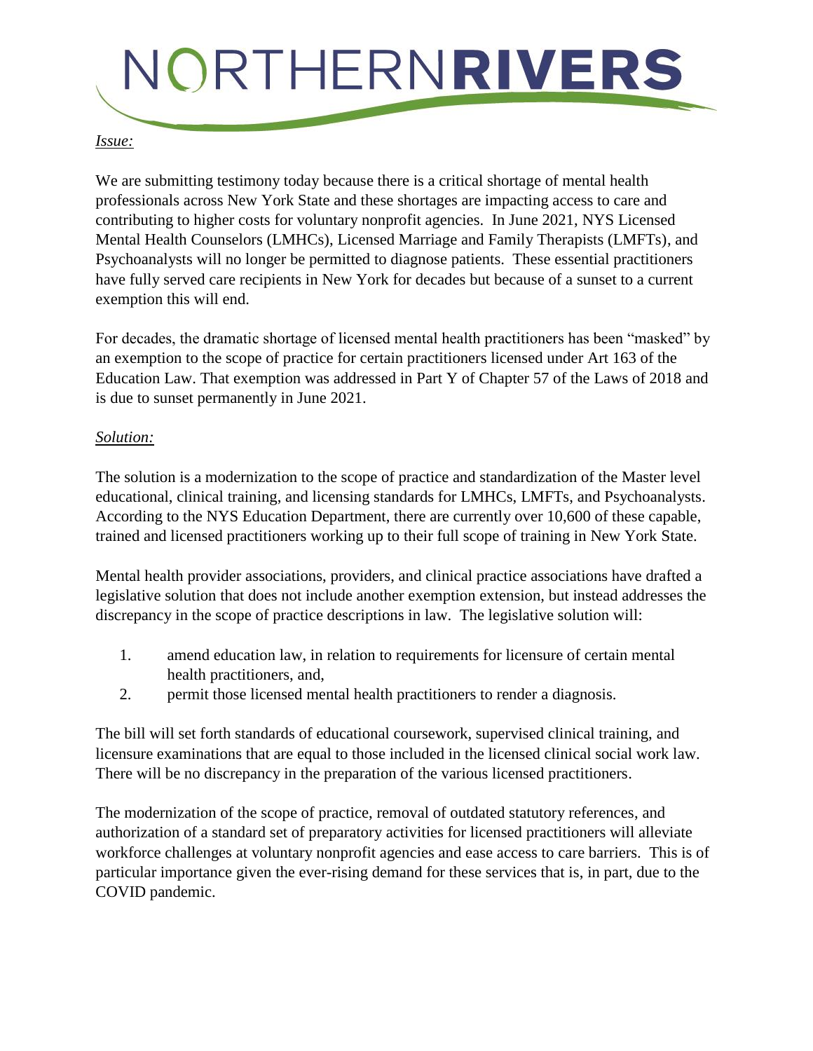# NORTHERN**RIVERS**

*Issue:*

We are submitting testimony today because there is a critical shortage of mental health professionals across New York State and these shortages are impacting access to care and contributing to higher costs for voluntary nonprofit agencies. In June 2021, NYS Licensed Mental Health Counselors (LMHCs), Licensed Marriage and Family Therapists (LMFTs), and Psychoanalysts will no longer be permitted to diagnose patients. These essential practitioners have fully served care recipients in New York for decades but because of a sunset to a current exemption this will end.

For decades, the dramatic shortage of licensed mental health practitioners has been "masked" by an exemption to the scope of practice for certain practitioners licensed under Art 163 of the Education Law. That exemption was addressed in Part Y of Chapter 57 of the Laws of 2018 and is due to sunset permanently in June 2021.

*Solution:*

The solution is a modernization to the scope of practice and standardization of the Master level educational, clinical training, and licensing standards for LMHCs, LMFTs, and Psychoanalysts. According to the NYS Education Department, there are currently over 10,600 of these capable, trained and licensed practitioners working up to their full scope of training in New York State.

Mental health provider associations, providers, and clinical practice associations have drafted a legislative solution that does not include another exemption extension, but instead addresses the discrepancy in the scope of practice descriptions in law. The legislative solution will:

1. amend education law, in relation to requirements for licensure of certain mental health practitioners, and,
2. permit those licensed mental health practitioners to render a diagnosis.

The bill will set forth standards of educational coursework, supervised clinical training, and licensure examinations that are equal to those included in the licensed clinical social work law. There will be no discrepancy in the preparation of the various licensed practitioners.

The modernization of the scope of practice, removal of outdated statutory references, and authorization of a standard set of preparatory activities for licensed practitioners will alleviate workforce challenges at voluntary nonprofit agencies and ease access to care barriers. This is of particular importance given the ever-rising demand for these services that is, in part, due to the COVID pandemic.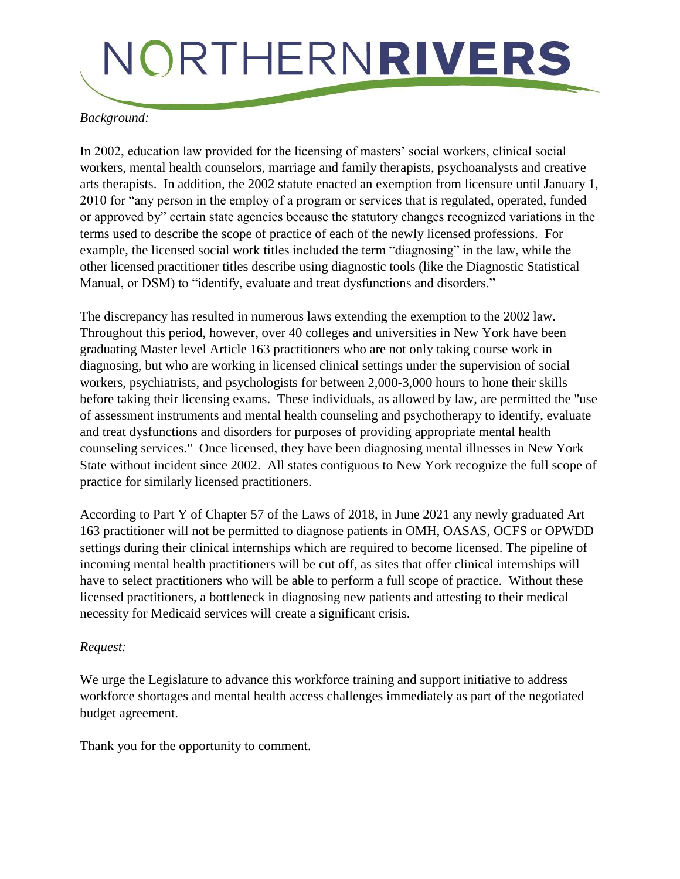NORTHERN**RIVERS**

*Background:*

In 2002, education law provided for the licensing of masters' social workers, clinical social workers, mental health counselors, marriage and family therapists, psychoanalysts and creative arts therapists. In addition, the 2002 statute enacted an exemption from licensure until January 1, 2010 for "any person in the employ of a program or services that is regulated, operated, funded or approved by" certain state agencies because the statutory changes recognized variations in the terms used to describe the scope of practice of each of the newly licensed professions. For example, the licensed social work titles included the term "diagnosing" in the law, while the other licensed practitioner titles describe using diagnostic tools (like the Diagnostic Statistical Manual, or DSM) to "identify, evaluate and treat dysfunctions and disorders."

The discrepancy has resulted in numerous laws extending the exemption to the 2002 law. Throughout this period, however, over 40 colleges and universities in New York have been graduating Master level Article 163 practitioners who are not only taking course work in diagnosing, but who are working in licensed clinical settings under the supervision of social workers, psychiatrists, and psychologists for between 2,000-3,000 hours to hone their skills before taking their licensing exams. These individuals, as allowed by law, are permitted the "use of assessment instruments and mental health counseling and psychotherapy to identify, evaluate and treat dysfunctions and disorders for purposes of providing appropriate mental health counseling services." Once licensed, they have been diagnosing mental illnesses in New York State without incident since 2002. All states contiguous to New York recognize the full scope of practice for similarly licensed practitioners.

According to Part Y of Chapter 57 of the Laws of 2018, in June 2021 any newly graduated Art 163 practitioner will not be permitted to diagnose patients in OMH, OASAS, OCFS or OPWDD settings during their clinical internships which are required to become licensed. The pipeline of incoming mental health practitioners will be cut off, as sites that offer clinical internships will have to select practitioners who will be able to perform a full scope of practice. Without these licensed practitioners, a bottleneck in diagnosing new patients and attesting to their medical necessity for Medicaid services will create a significant crisis.

*Request:*

We urge the Legislature to advance this workforce training and support initiative to address workforce shortages and mental health access challenges immediately as part of the negotiated budget agreement.

Thank you for the opportunity to comment.